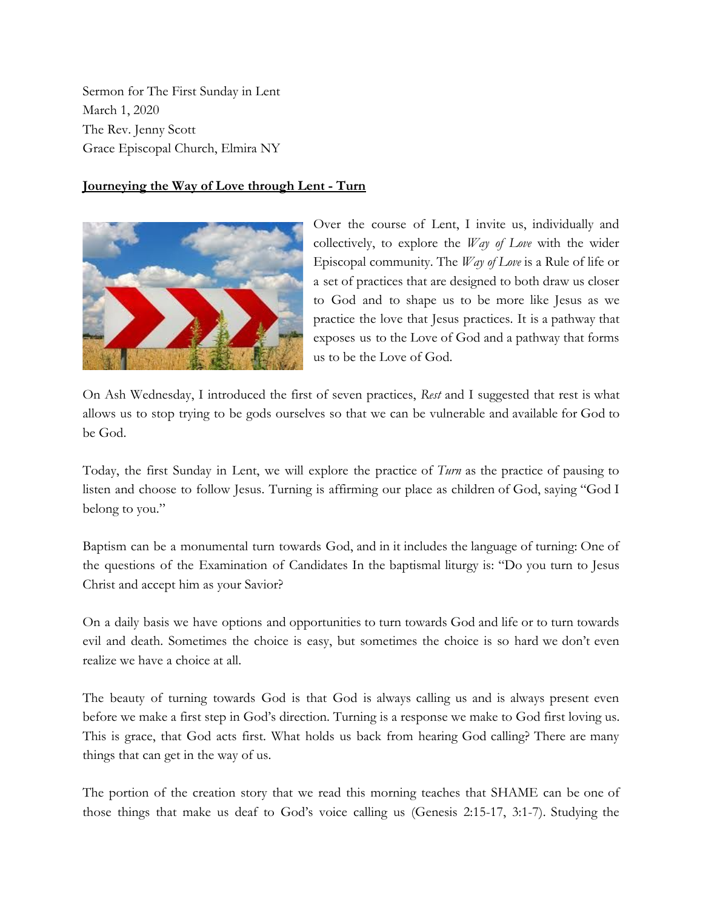Sermon for The First Sunday in Lent
March 1, 2020
The Rev. Jenny Scott
Grace Episcopal Church, Elmira NY

**Journeying the Way of Love through Lent - Turn**

Over the course of Lent, I invite us, individually and collectively, to explore the *Way of Love* with the wider Episcopal community. The *Way of Love* is a Rule of life or a set of practices that are designed to both draw us closer to God and to shape us to be more like Jesus as we practice the love that Jesus practices. It is a pathway that exposes us to the Love of God and a pathway that forms us to be the Love of God.

On Ash Wednesday, I introduced the first of seven practices, *Rest* and I suggested that rest is what allows us to stop trying to be gods ourselves so that we can be vulnerable and available for God to be God.

Today, the first Sunday in Lent, we will explore the practice of *Turn* as the practice of pausing to listen and choose to follow Jesus. Turning is affirming our place as children of God, saying "God I belong to you."

Baptism can be a monumental turn towards God, and in it includes the language of turning: One of the questions of the Examination of Candidates In the baptismal liturgy is: "Do you turn to Jesus Christ and accept him as your Savior?

On a daily basis we have options and opportunities to turn towards God and life or to turn towards evil and death. Sometimes the choice is easy, but sometimes the choice is so hard we don't even realize we have a choice at all.

The beauty of turning towards God is that God is always calling us and is always present even before we make a first step in God's direction. Turning is a response we make to God first loving us. This is grace, that God acts first. What holds us back from hearing God calling? There are many things that can get in the way of us.

The portion of the creation story that we read this morning teaches that SHAME can be one of those things that make us deaf to God's voice calling us (Genesis 2:15-17, 3:1-7). Studying the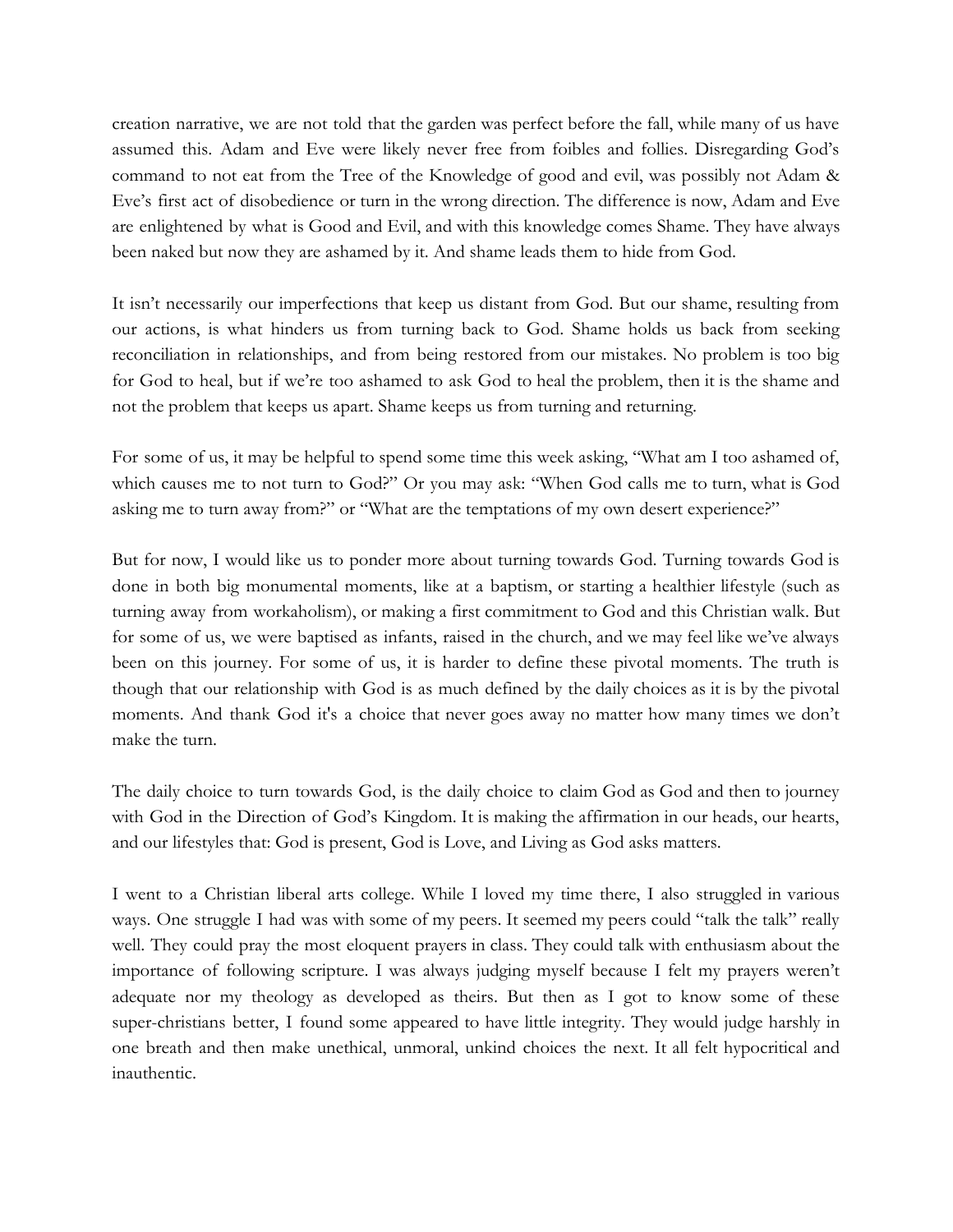creation narrative, we are not told that the garden was perfect before the fall, while many of us have assumed this. Adam and Eve were likely never free from foibles and follies. Disregarding God's command to not eat from the Tree of the Knowledge of good and evil, was possibly not Adam & Eve's first act of disobedience or turn in the wrong direction. The difference is now, Adam and Eve are enlightened by what is Good and Evil, and with this knowledge comes Shame. They have always been naked but now they are ashamed by it. And shame leads them to hide from God.

It isn't necessarily our imperfections that keep us distant from God. But our shame, resulting from our actions, is what hinders us from turning back to God. Shame holds us back from seeking reconciliation in relationships, and from being restored from our mistakes. No problem is too big for God to heal, but if we're too ashamed to ask God to heal the problem, then it is the shame and not the problem that keeps us apart. Shame keeps us from turning and returning.

For some of us, it may be helpful to spend some time this week asking, "What am I too ashamed of, which causes me to not turn to God?" Or you may ask: "When God calls me to turn, what is God asking me to turn away from?" or "What are the temptations of my own desert experience?"

But for now, I would like us to ponder more about turning towards God. Turning towards God is done in both big monumental moments, like at a baptism, or starting a healthier lifestyle (such as turning away from workaholism), or making a first commitment to God and this Christian walk. But for some of us, we were baptised as infants, raised in the church, and we may feel like we've always been on this journey. For some of us, it is harder to define these pivotal moments. The truth is though that our relationship with God is as much defined by the daily choices as it is by the pivotal moments. And thank God it's a choice that never goes away no matter how many times we don't make the turn.

The daily choice to turn towards God, is the daily choice to claim God as God and then to journey with God in the Direction of God's Kingdom. It is making the affirmation in our heads, our hearts, and our lifestyles that: God is present, God is Love, and Living as God asks matters.

I went to a Christian liberal arts college. While I loved my time there, I also struggled in various ways. One struggle I had was with some of my peers. It seemed my peers could "talk the talk" really well. They could pray the most eloquent prayers in class. They could talk with enthusiasm about the importance of following scripture. I was always judging myself because I felt my prayers weren't adequate nor my theology as developed as theirs. But then as I got to know some of these super-christians better, I found some appeared to have little integrity. They would judge harshly in one breath and then make unethical, unmoral, unkind choices the next. It all felt hypocritical and inauthentic.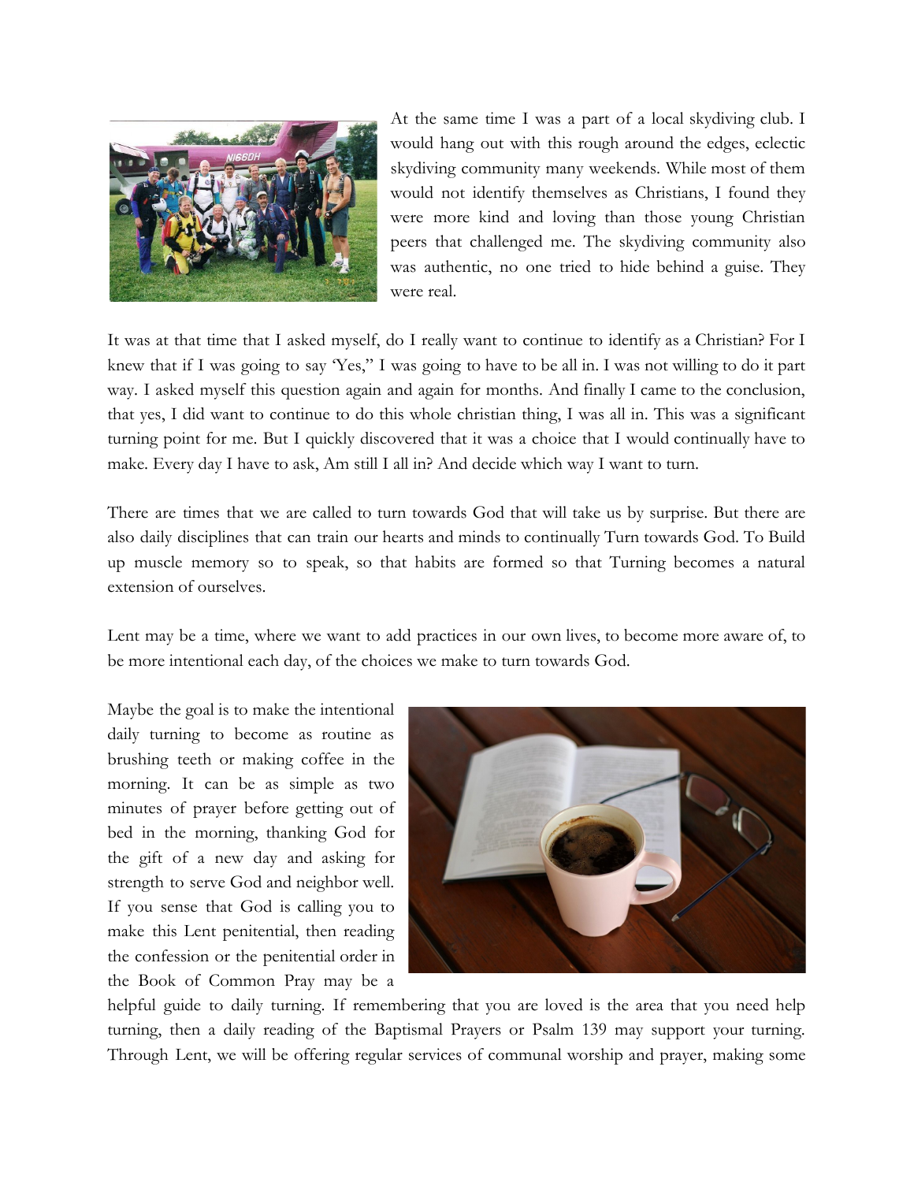At the same time I was a part of a local skydiving club. I would hang out with this rough around the edges, eclectic skydiving community many weekends. While most of them would not identify themselves as Christians, I found they were more kind and loving than those young Christian peers that challenged me. The skydiving community also was authentic, no one tried to hide behind a guise. They were real.

It was at that time that I asked myself, do I really want to continue to identify as a Christian? For I knew that if I was going to say 'Yes," I was going to have to be all in. I was not willing to do it part way. I asked myself this question again and again for months. And finally I came to the conclusion, that yes, I did want to continue to do this whole christian thing, I was all in. This was a significant turning point for me. But I quickly discovered that it was a choice that I would continually have to make. Every day I have to ask, Am still I all in? And decide which way I want to turn.

There are times that we are called to turn towards God that will take us by surprise. But there are also daily disciplines that can train our hearts and minds to continually Turn towards God. To Build up muscle memory so to speak, so that habits are formed so that Turning becomes a natural extension of ourselves.

Lent may be a time, where we want to add practices in our own lives, to become more aware of, to be more intentional each day, of the choices we make to turn towards God.

Maybe the goal is to make the intentional daily turning to become as routine as brushing teeth or making coffee in the morning. It can be as simple as two minutes of prayer before getting out of bed in the morning, thanking God for the gift of a new day and asking for strength to serve God and neighbor well. If you sense that God is calling you to make this Lent penitential, then reading the confession or the penitential order in the Book of Common Pray may be a helpful guide to daily turning. If remembering that you are loved is the area that you need help turning, then a daily reading of the Baptismal Prayers or Psalm 139 may support your turning. Through Lent, we will be offering regular services of communal worship and prayer, making some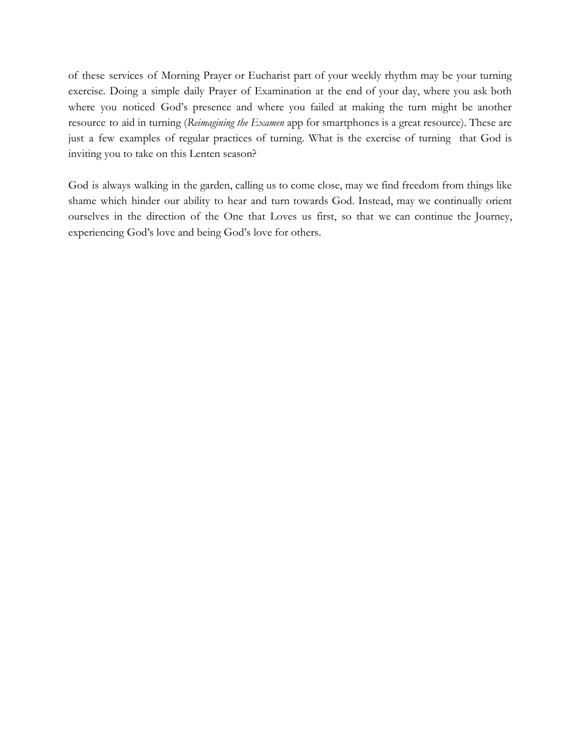of these services of Morning Prayer or Eucharist part of your weekly rhythm may be your turning exercise. Doing a simple daily Prayer of Examination at the end of your day, where you ask both where you noticed God's presence and where you failed at making the turn might be another resource to aid in turning (*Reimagining the Examen* app for smartphones is a great resource). These are just a few examples of regular practices of turning. What is the exercise of turning that God is inviting you to take on this Lenten season?

God is always walking in the garden, calling us to come close, may we find freedom from things like shame which hinder our ability to hear and turn towards God. Instead, may we continually orient ourselves in the direction of the One that Loves us first, so that we can continue the Journey, experiencing God's love and being God's love for others.